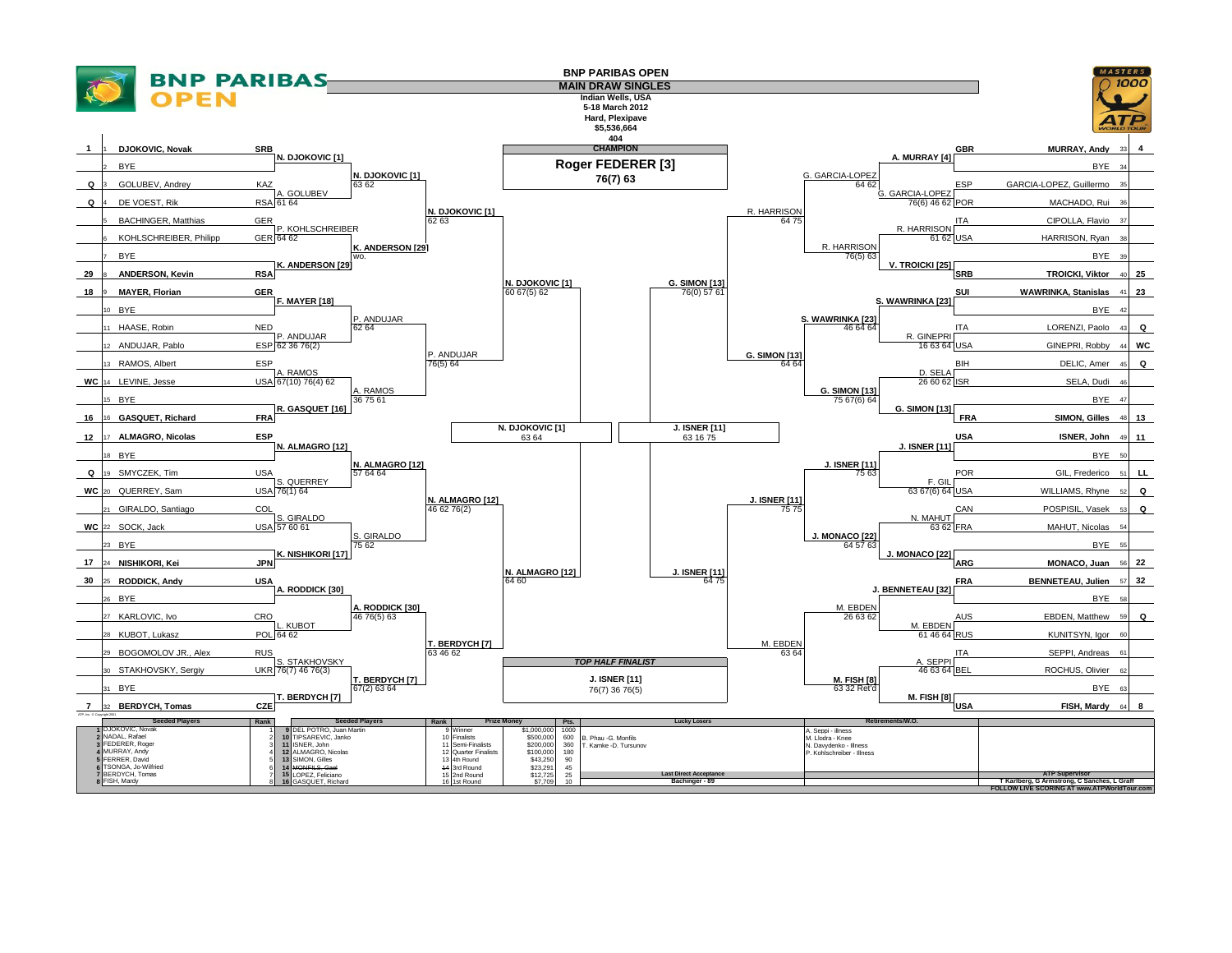# BNP PARIBAS OPEN

## MAIN DRAW SINGLES

Indian Wells, USA
5-18 March 2012
Hard, Plexipave
$5,536,664
404

**CHAMPION**

**Roger FEDERER [3]**
76(7) 63

**TOP HALF FINALIST**

J. ISNER [11]
76(7) 36 76(5)

### Top Half

| Seed | # | Player | Nat | 1st Round | 2nd Round | 3rd Round | Quarterfinals | Semifinals |
|---|---|---|---|---|---|---|---|---|
| 1 | 1 | DJOKOVIC, Novak | SRB | N. DJOKOVIC [1] | N. DJOKOVIC [1] 63 62 | N. DJOKOVIC [1] 62 63 | N. DJOKOVIC [1] 60 67(5) 62 | N. DJOKOVIC [1] 63 64 |
| | 2 | BYE | | | | | | |
| Q | 3 | GOLUBEV, Andrey | KAZ | A. GOLUBEV 61 64 | | | | |
| Q | 4 | DE VOEST, Rik | RSA | | | | | |
| | 5 | BACHINGER, Matthias | GER | P. KOHLSCHREIBER 64 62 | K. ANDERSON [29] wo. | | | |
| | 6 | KOHLSCHREIBER, Philipp | GER | | | | | |
| | 7 | BYE | | K. ANDERSON [29] | | | | |
| 29 | 8 | ANDERSON, Kevin | RSA | | | | | |
| 18 | 9 | MAYER, Florian | GER | F. MAYER [18] | P. ANDUJAR 62 64 | P. ANDUJAR 76(5) 64 | | |
| | 10 | BYE | | | | | | |
| | 11 | HAASE, Robin | NED | P. ANDUJAR 62 36 76(2) | | | | |
| | 12 | ANDUJAR, Pablo | ESP | | | | | |
| | 13 | RAMOS, Albert | ESP | A. RAMOS 67(10) 76(4) 62 | A. RAMOS 36 75 61 | | | |
| WC | 14 | LEVINE, Jesse | USA | | | | | |
| | 15 | BYE | | R. GASQUET [16] | | | | |
| 16 | 16 | GASQUET, Richard | FRA | | | | | |
| 12 | 17 | ALMAGRO, Nicolas | ESP | N. ALMAGRO [12] | N. ALMAGRO [12] 57 64 64 | N. ALMAGRO [12] 46 62 76(2) | N. ALMAGRO [12] 64 60 | |
| | 18 | BYE | | | | | | |
| Q | 19 | SMYCZEK, Tim | USA | S. QUERREY 76(1) 64 | | | | |
| WC | 20 | QUERREY, Sam | USA | | | | | |
| | 21 | GIRALDO, Santiago | COL | S. GIRALDO 57 60 61 | S. GIRALDO 75 62 | | | |
| WC | 22 | SOCK, Jack | USA | | | | | |
| | 23 | BYE | | K. NISHIKORI [17] | | | | |
| 17 | 24 | NISHIKORI, Kei | JPN | | | | | |
| 30 | 25 | RODDICK, Andy | USA | A. RODDICK [30] | A. RODDICK [30] 46 76(5) 63 | T. BERDYCH [7] 63 46 62 | | |
| | 26 | BYE | | | | | | |
| | 27 | KARLOVIC, Ivo | CRO | L. KUBOT 64 62 | | | | |
| | 28 | KUBOT, Lukasz | POL | | | | | |
| | 29 | BOGOMOLOV JR., Alex | RUS | S. STAKHOVSKY 76(7) 46 76(3) | T. BERDYCH [7] 67(2) 63 64 | | | |
| | 30 | STAKHOVSKY, Sergiy | UKR | | | | | |
| | 31 | BYE | | T. BERDYCH [7] | | | | |
| 7 | 32 | BERDYCH, Tomas | CZE | | | | | |

### Bottom Half

| Seed | # | Player | Nat | 1st Round | 2nd Round | 3rd Round | Quarterfinals | Semifinals |
|---|---|---|---|---|---|---|---|---|
| 4 | 33 | MURRAY, Andy | GBR | A. MURRAY [4] | G. GARCIA-LOPEZ 64 62 | R. HARRISON 64 75 | G. SIMON [13] 76(0) 57 61 | J. ISNER [11] 63 16 75 |
| | 34 | BYE | | | | | | |
| | 35 | GARCIA-LOPEZ, Guillermo | ESP | G. GARCIA-LOPEZ 76(6) 46 62 | | | | |
| | 36 | MACHADO, Rui | POR | | | | | |
| | 37 | CIPOLLA, Flavio | ITA | R. HARRISON 61 62 | R. HARRISON 76(5) 63 | | | |
| | 38 | HARRISON, Ryan | USA | | | | | |
| | 39 | BYE | | V. TROICKI [25] | | | | |
| 25 | 40 | TROICKI, Viktor | SRB | | | | | |
| 23 | 41 | WAWRINKA, Stanislas | SUI | S. WAWRINKA [23] | S. WAWRINKA [23] 46 64 64 | G. SIMON [13] 64 64 | | |
| | 42 | BYE | | | | | | |
| Q | 43 | LORENZI, Paolo | ITA | R. GINEPRI 16 63 64 | | | | |
| WC | 44 | GINEPRI, Robby | USA | | | | | |
| Q | 45 | DELIC, Amer | BIH | D. SELA 26 60 62 | G. SIMON [13] 75 67(6) 64 | | | |
| | 46 | SELA, Dudi | ISR | | | | | |
| | 47 | BYE | | G. SIMON [13] | | | | |
| 13 | 48 | SIMON, Gilles | FRA | | | | | |
| 11 | 49 | ISNER, John | USA | J. ISNER [11] | J. ISNER [11] 75 63 | J. ISNER [11] 75 75 | J. ISNER [11] 64 75 | |
| | 50 | BYE | | | | | | |
| LL | 51 | GIL, Frederico | POR | F. GIL 63 67(6) 64 | | | | |
| Q | 52 | WILLIAMS, Rhyne | USA | | | | | |
| Q | 53 | POSPISIL, Vasek | CAN | N. MAHUT 63 62 | J. MONACO [22] 64 57 63 | | | |
| | 54 | MAHUT, Nicolas | FRA | | | | | |
| | 55 | BYE | | J. MONACO [22] | | | | |
| 22 | 56 | MONACO, Juan | ARG | | | | | |
| 32 | 57 | BENNETEAU, Julien | FRA | J. BENNETEAU [32] | M. EBDEN 26 63 62 | M. EBDEN 63 64 | | |
| | 58 | BYE | | | | | | |
| Q | 59 | EBDEN, Matthew | AUS | M. EBDEN 61 46 64 | | | | |
| | 60 | KUNITSYN, Igor | RUS | | | | | |
| | 61 | SEPPI, Andreas | ITA | A. SEPPI 46 63 64 | M. FISH [8] 63 32 Ret'd | | | |
| | 62 | ROCHUS, Olivier | BEL | | | | | |
| | 63 | BYE | | M. FISH [8] | | | | |
| 8 | 64 | FISH, Mardy | USA | | | | | |

### Seeded Players

| Seed | Player | Rank | Seed | Player | Rank |
|---|---|---|---|---|---|
| 1 | DJOKOVIC, Novak | 1 | 9 | DEL POTRO, Juan Martin | 9 |
| 2 | NADAL, Rafael | 2 | 10 | TIPSAREVIC, Janko | 10 |
| 3 | FEDERER, Roger | 3 | 11 | ISNER, John | 11 |
| 4 | MURRAY, Andy | 4 | 12 | ALMAGRO, Nicolas | 12 |
| 5 | FERRER, David | 5 | 13 | SIMON, Gilles | 13 |
| 6 | TSONGA, Jo-Wilfried | 6 | 14 | ~~MONFILS, Gael~~ | 14 |
| 7 | BERDYCH, Tomas | 7 | 15 | LOPEZ, Feliciano | 15 |
| 8 | FISH, Mardy | 8 | 16 | GASQUET, Richard | 16 |

### Prize Money

| Round | Prize Money | Pts. |
|---|---|---|
| Winner | $1,000,000 | 1000 |
| Finalists | $500,000 | 600 |
| Semi-Finalists | $200,000 | 360 |
| Quarter Finalists | $100,000 | 180 |
| 4th Round | $43,250 | 90 |
| 3rd Round | $23,291 | 45 |
| 2nd Round | $12,725 | 25 |
| 1st Round | $7,709 | 10 |

**Lucky Losers**
B. Phau -G. Monfils
T. Kamke -D. Tursunov

**Last Direct Acceptance**
Bachinger - 89

**Retirements/W.O.**
A. Seppi - illness
M. Llodra - Knee
N. Davydenko - Illness
P. Kohlschreiber - Illness

**ATP Supervisor**
T Karlberg, G Armstrong, C Sanches, L Graff

FOLLOW LIVE SCORING AT www.ATPWorldTour.com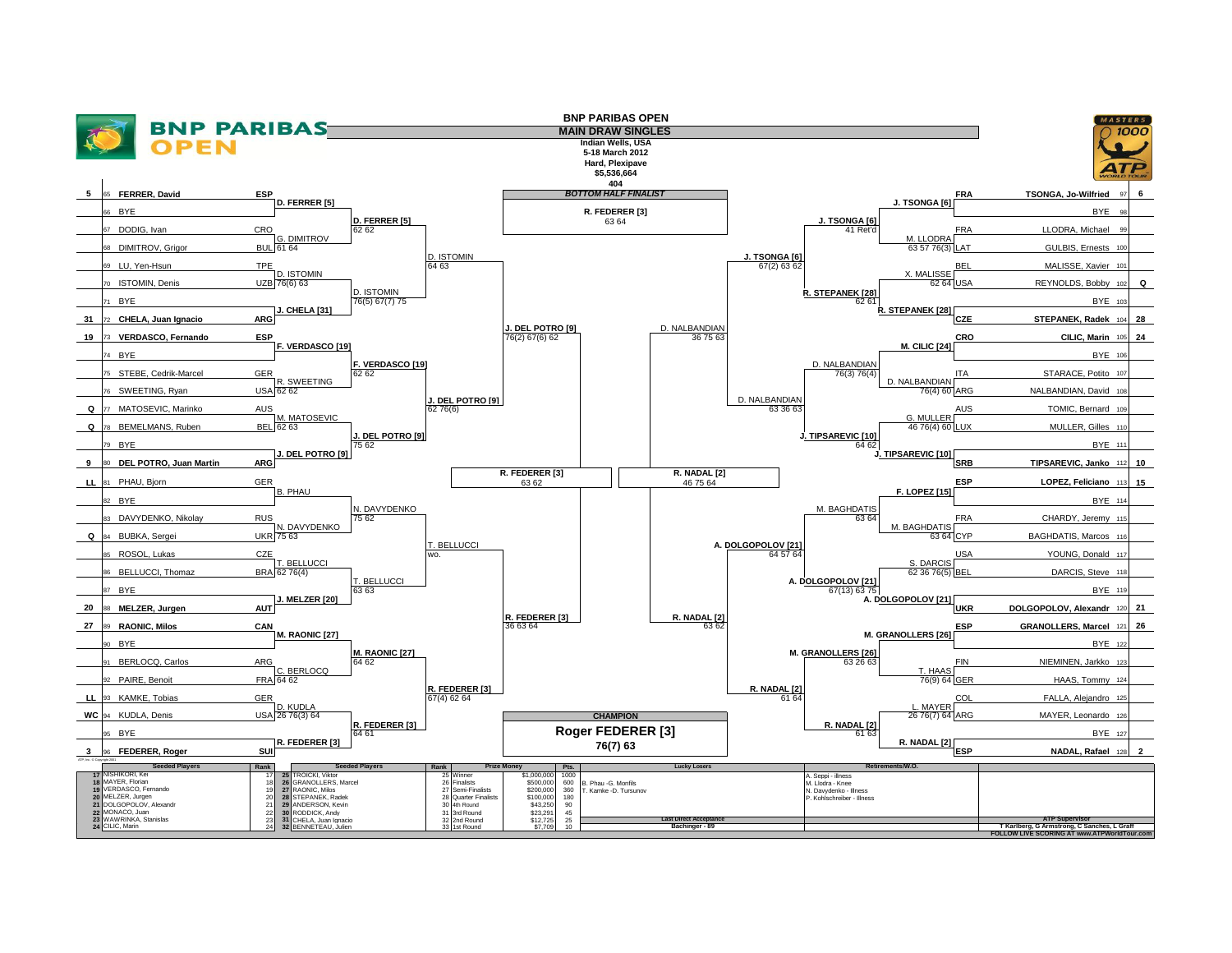# BNP PARIBAS OPEN

## MAIN DRAW SINGLES

**Indian Wells, USA**
**5-18 March 2012**
**Hard, Plexipave**
**$5,536,664**
**404**

***BOTTOM HALF FINALIST***

**R. FEDERER [3]**
63 64

### Left half draw (Round 1 entries)

| Seed | # | Player | Nat |
|---|---|---|---|
| 5 | 65 | **FERRER, David** | **ESP** |
| | 66 | BYE | |
| | 67 | DODIG, Ivan | CRO |
| | 68 | DIMITROV, Grigor | BUL |
| | 69 | LU, Yen-Hsun | TPE |
| | 70 | ISTOMIN, Denis | UZB |
| | 71 | BYE | |
| 31 | 72 | **CHELA, Juan Ignacio** | **ARG** |
| 19 | 73 | **VERDASCO, Fernando** | **ESP** |
| | 74 | BYE | |
| | 75 | STEBE, Cedrik-Marcel | GER |
| | 76 | SWEETING, Ryan | USA |
| Q | 77 | MATOSEVIC, Marinko | AUS |
| Q | 78 | BEMELMANS, Ruben | BEL |
| | 79 | BYE | |
| 9 | 80 | **DEL POTRO, Juan Martin** | **ARG** |
| LL | 81 | PHAU, Bjorn | GER |
| | 82 | BYE | |
| | 83 | DAVYDENKO, Nikolay | RUS |
| Q | 84 | BUBKA, Sergei | UKR |
| | 85 | ROSOL, Lukas | CZE |
| | 86 | BELLUCCI, Thomaz | BRA |
| | 87 | BYE | |
| 20 | 88 | **MELZER, Jurgen** | **AUT** |
| 27 | 89 | **RAONIC, Milos** | **CAN** |
| | 90 | BYE | |
| | 91 | BERLOCQ, Carlos | ARG |
| | 92 | PAIRE, Benoit | FRA |
| LL | 93 | KAMKE, Tobias | GER |
| WC | 94 | KUDLA, Denis | USA |
| | 95 | BYE | |
| 3 | 96 | **FEDERER, Roger** | **SUI** |

### Left half results

**Round 2:**
- D. FERRER [5]
- G. DIMITROV 61 64
- D. ISTOMIN 76(6) 63
- J. CHELA [31]
- F. VERDASCO [19]
- R. SWEETING 62 62
- M. MATOSEVIC 62 63
- J. DEL POTRO [9]
- B. PHAU
- N. DAVYDENKO 75 63
- T. BELLUCCI 62 76(4)
- J. MELZER [20]
- M. RAONIC [27]
- C. BERLOCQ 64 62
- D. KUDLA 26 76(3) 64
- R. FEDERER [3]

**Round 3:**
- D. FERRER [5] 62 62
- D. ISTOMIN 76(5) 67(7) 75
- F. VERDASCO [19] 62 62
- J. DEL POTRO [9] 75 62
- N. DAVYDENKO 75 62
- T. BELLUCCI 63 63
- M. RAONIC [27] 64 62
- R. FEDERER [3] 64 61

**Round 4:**
- D. ISTOMIN 64 63
- J. DEL POTRO [9] 62 76(6)
- T. BELLUCCI wo.
- R. FEDERER [3] 67(4) 62 64

**Quarterfinals:**
- J. DEL POTRO [9] 76(2) 67(6) 62
- R. FEDERER [3] 36 63 64

**Semifinal:**
- R. FEDERER [3] 63 62

### Right half draw (Round 1 entries)

| # | Player | Nat | Seed |
|---|---|---|---|
| 97 | **TSONGA, Jo-Wilfried** | **FRA** | 6 |
| 98 | BYE | | |
| 99 | LLODRA, Michael | FRA | |
| 100 | GULBIS, Ernests | LAT | |
| 101 | MALISSE, Xavier | BEL | |
| 102 | REYNOLDS, Bobby | USA | Q |
| 103 | BYE | | |
| 104 | **STEPANEK, Radek** | **CZE** | 28 |
| 105 | **CILIC, Marin** | **CRO** | 24 |
| 106 | BYE | | |
| 107 | STARACE, Potito | ITA | |
| 108 | NALBANDIAN, David | ARG | |
| 109 | TOMIC, Bernard | AUS | |
| 110 | MULLER, Gilles | LUX | |
| 111 | BYE | | |
| 112 | **TIPSAREVIC, Janko** | **SRB** | 10 |
| 113 | **LOPEZ, Feliciano** | **ESP** | 15 |
| 114 | BYE | | |
| 115 | CHARDY, Jeremy | FRA | |
| 116 | BAGHDATIS, Marcos | CYP | |
| 117 | YOUNG, Donald | USA | |
| 118 | DARCIS, Steve | BEL | |
| 119 | BYE | | |
| 120 | **DOLGOPOLOV, Alexandr** | **UKR** | 21 |
| 121 | **GRANOLLERS, Marcel** | **ESP** | 26 |
| 122 | BYE | | |
| 123 | NIEMINEN, Jarkko | FIN | |
| 124 | HAAS, Tommy | GER | |
| 125 | FALLA, Alejandro | COL | |
| 126 | MAYER, Leonardo | ARG | |
| 127 | BYE | | |
| 128 | **NADAL, Rafael** | **ESP** | 2 |

### Right half results

**Round 2:**
- J. TSONGA [6]
- M. LLODRA 63 57 76(3)
- X. MALISSE 62 64
- R. STEPANEK [28]
- M. CILIC [24]
- D. NALBANDIAN 76(4) 60
- G. MULLER 46 76(4) 60
- J. TIPSAREVIC [10]
- F. LOPEZ [15]
- M. BAGHDATIS 63 64
- S. DARCIS 62 36 76(5)
- A. DOLGOPOLOV [21]
- M. GRANOLLERS [26]
- T. HAAS 76(9) 64
- L. MAYER 26 76(7) 64
- R. NADAL [2]

**Round 3:**
- J. TSONGA [6] 41 Ret'd
- R. STEPANEK [28] 62 61
- D. NALBANDIAN 76(3) 76(4)
- J. TIPSAREVIC [10] 64 62
- M. BAGHDATIS 63 64
- A. DOLGOPOLOV [21] 67(13) 63 75
- M. GRANOLLERS [26] 63 26 63
- R. NADAL [2] 61 63

**Round 4:**
- J. TSONGA [6] 67(2) 63 62
- D. NALBANDIAN 63 36 63
- A. DOLGOPOLOV [21] 64 57 64
- R. NADAL [2] 61 64

**Quarterfinals:**
- D. NALBANDIAN 36 75 63
- R. NADAL [2] 63 62

**Semifinal:**
- R. NADAL [2] 46 75 64

## CHAMPION

**Roger FEDERER [3]**
**76(7) 63**

### Seeded Players

| Rank | Seeded Players | Rank | Seeded Players |
|---|---|---|---|
| 17 | 17 NISHIKORI, Kei | 25 | 25 TROICKI, Viktor |
| 18 | 18 MAYER, Florian | 26 | 26 GRANOLLERS, Marcel |
| 19 | 19 VERDASCO, Fernando | 27 | 27 RAONIC, Milos |
| 20 | 20 MELZER, Jurgen | 28 | 28 STEPANEK, Radek |
| 21 | 21 DOLGOPOLOV, Alexandr | 29 | 29 ANDERSON, Kevin |
| 22 | 22 MONACO, Juan | 30 | 30 RODDICK, Andy |
| 23 | 23 WAWRINKA, Stanislas | 31 | 31 CHELA, Juan Ignacio |
| 24 | 24 CILIC, Marin | 32 | 32 BENNETEAU, Julien |

### Prize Money

| Rank | Round | Prize Money | Pts. |
|---|---|---|---|
| 25 | Winner | $1,000,000 | 1000 |
| 26 | Finalists | $500,000 | 600 |
| 27 | Semi-Finalists | $200,000 | 360 |
| 28 | Quarter Finalists | $100,000 | 180 |
| 30 | 4th Round | $43,250 | 90 |
| 31 | 3rd Round | $23,291 | 45 |
| 32 | 2nd Round | $12,725 | 25 |
| 33 | 1st Round | $7,709 | 10 |

**Lucky Losers**
- B. Phau -G. Monfils
- T. Kamke -D. Tursunov

**Last Direct Acceptance**
Bachinger - 89

**Retirements/W.O.**
- A. Seppi - illness
- M. Llodra - Knee
- N. Davydenko - Illness
- P. Kohlschreiber - Illness

**ATP Supervisor**
T Karlberg, G Armstrong, C Sanches, L Graff

FOLLOW LIVE SCORING AT www.ATPWorldTour.com